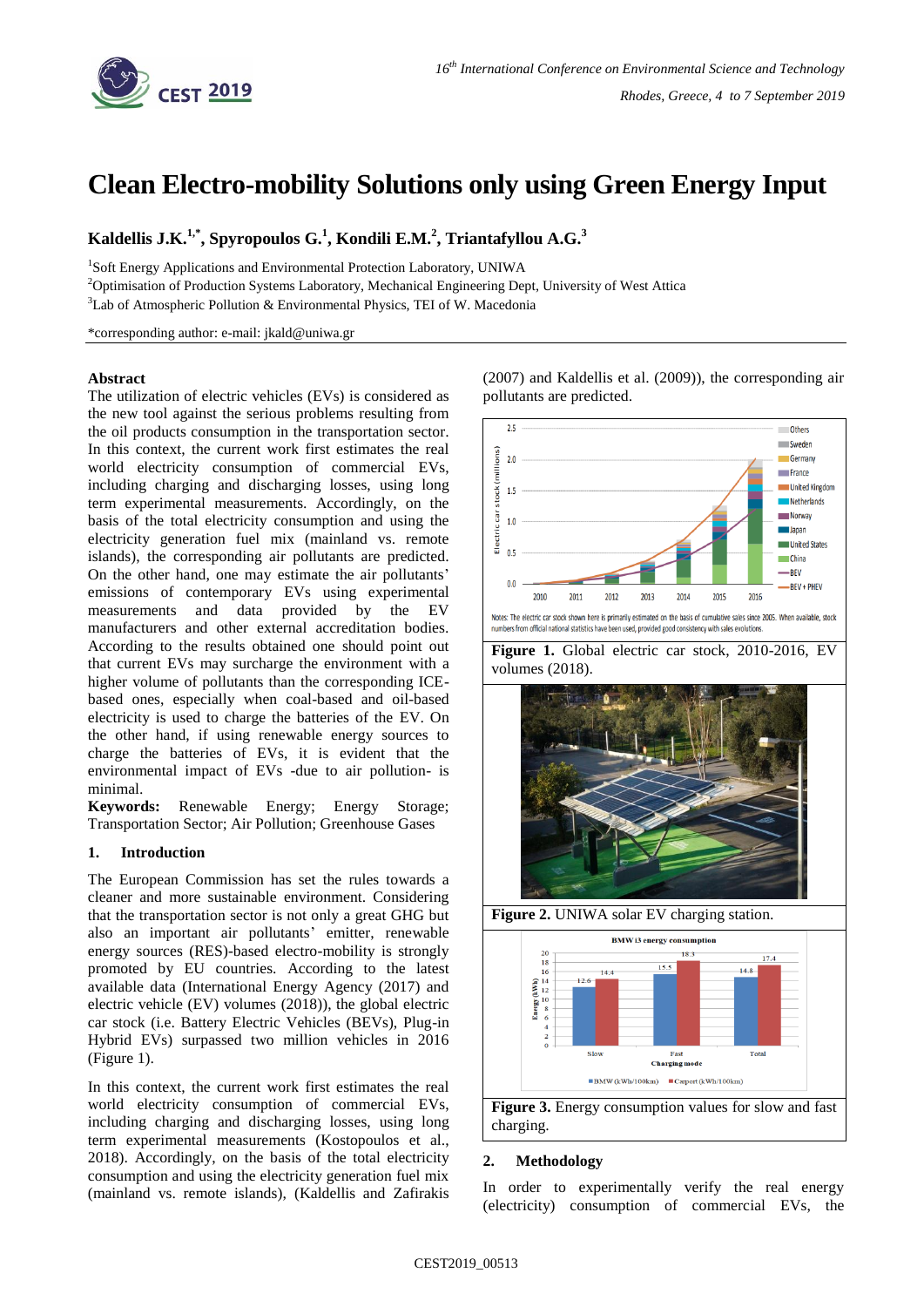# Clean Electro-mobility Solutions only using Green Energy Input

**Kaldellis J.K.[1,*], Spyropoulos G.[1], Kondili E.M.[2], Triantafyllou A.G.[3]**

[1]Soft Energy Applications and Environmental Protection Laboratory, UNIWA

[2]Optimisation of Production Systems Laboratory, Mechanical Engineering Dept, University of West Attica

[3]Lab of Atmospheric Pollution & Environmental Physics, TEI of W. Macedonia

*corresponding author: e-mail: jkald@uniwa.gr

## Abstract

The utilization of electric vehicles (EVs) is considered as the new tool against the serious problems resulting from the oil products consumption in the transportation sector. In this context, the current work first estimates the real world electricity consumption of commercial EVs, including charging and discharging losses, using long term experimental measurements. Accordingly, on the basis of the total electricity consumption and using the electricity generation fuel mix (mainland vs. remote islands), the corresponding air pollutants are predicted. On the other hand, one may estimate the air pollutants' emissions of contemporary EVs using experimental measurements and data provided by the EV manufacturers and other external accreditation bodies. According to the results obtained one should point out that current EVs may surcharge the environment with a higher volume of pollutants than the corresponding ICE-based ones, especially when coal-based and oil-based electricity is used to charge the batteries of the EV. On the other hand, if using renewable energy sources to charge the batteries of EVs, it is evident that the environmental impact of EVs -due to air pollution- is minimal.

**Keywords:** Renewable Energy; Energy Storage; Transportation Sector; Air Pollution; Greenhouse Gases

## 1. Introduction

The European Commission has set the rules towards a cleaner and more sustainable environment. Considering that the transportation sector is not only a great GHG but also an important air pollutants' emitter, renewable energy sources (RES)-based electro-mobility is strongly promoted by EU countries. According to the latest available data (International Energy Agency (2017) and electric vehicle (EV) volumes (2018)), the global electric car stock (i.e. Battery Electric Vehicles (BEVs), Plug-in Hybrid EVs) surpassed two million vehicles in 2016 (Figure 1).

In this context, the current work first estimates the real world electricity consumption of commercial EVs, including charging and discharging losses, using long term experimental measurements (Kostopoulos et al., 2018). Accordingly, on the basis of the total electricity consumption and using the electricity generation fuel mix (mainland vs. remote islands), (Kaldellis and Zafirakis (2007) and Kaldellis et al. (2009)), the corresponding air pollutants are predicted.

Electric car stock (millions)
2.5
2.0
1.5
1.0
0.5
0.0
2010 2011 2012 2013 2014 2015 2016
Others
Sweden
Germany
France
United Kingdom
Netherlands
Norway
Japan
United States
China
BEV
BEV + PHEV

Notes: The electric car stock shown here is primarily estimated on the basis of cumulative sales since 2005. When available, stock numbers from official national statistics have been used, provided good consistency with sales evolutions.

**Figure 1.** Global electric car stock, 2010-2016, EV volumes (2018).

**Figure 2.** UNIWA solar EV charging station.

BMW i3 energy consumption
Energy (kWh)
20
18
16
14
12
10
8
6
4
2
0
12.6
14.4
15.5
18.3
14.8
17.4
Slow
Fast
Total
Charging mode
BMW (kWh/100km)
Carport (kWh/100km)

**Figure 3.** Energy consumption values for slow and fast charging.

## 2. Methodology

In order to experimentally verify the real energy (electricity) consumption of commercial EVs, the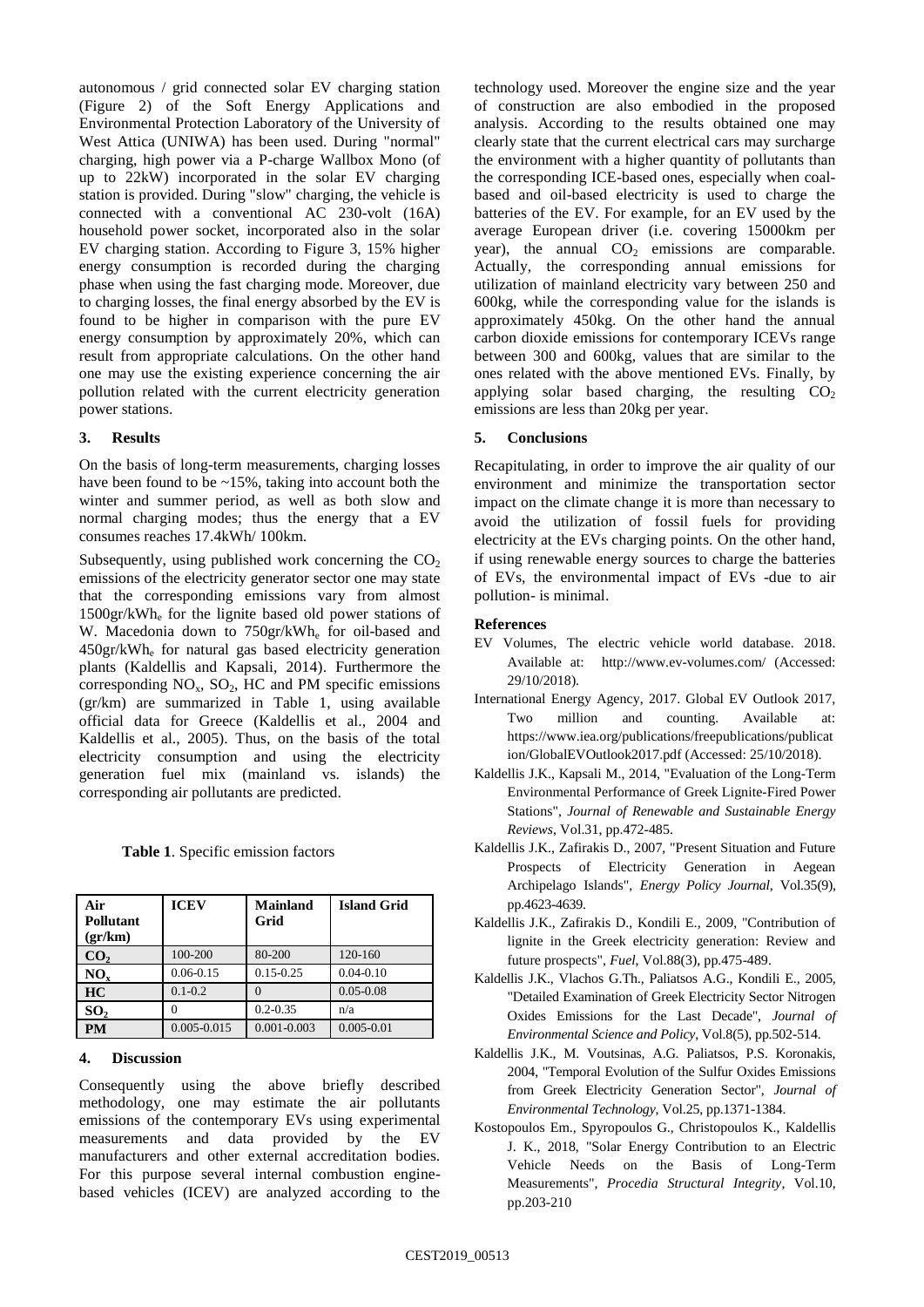autonomous / grid connected solar EV charging station (Figure 2) of the Soft Energy Applications and Environmental Protection Laboratory of the University of West Attica (UNIWA) has been used. During "normal" charging, high power via a P-charge Wallbox Mono (of up to 22kW) incorporated in the solar EV charging station is provided. During "slow" charging, the vehicle is connected with a conventional AC 230-volt (16A) household power socket, incorporated also in the solar EV charging station. According to Figure 3, 15% higher energy consumption is recorded during the charging phase when using the fast charging mode. Moreover, due to charging losses, the final energy absorbed by the EV is found to be higher in comparison with the pure EV energy consumption by approximately 20%, which can result from appropriate calculations. On the other hand one may use the existing experience concerning the air pollution related with the current electricity generation power stations.

## 3. Results

On the basis of long-term measurements, charging losses have been found to be ~15%, taking into account both the winter and summer period, as well as both slow and normal charging modes; thus the energy that a EV consumes reaches 17.4kWh/ 100km.

Subsequently, using published work concerning the $CO_2$ emissions of the electricity generator sector one may state that the corresponding emissions vary from almost 1500gr/kWh$_e$ for the lignite based old power stations of W. Macedonia down to 750gr/kWh$_e$ for oil-based and 450gr/kWh$_e$ for natural gas based electricity generation plants (Kaldellis and Kapsali, 2014). Furthermore the corresponding $NO_x$, $SO_2$, HC and PM specific emissions (gr/km) are summarized in Table 1, using available official data for Greece (Kaldellis et al., 2004 and Kaldellis et al., 2005). Thus, on the basis of the total electricity consumption and using the electricity generation fuel mix (mainland vs. islands) the corresponding air pollutants are predicted.

**Table 1**. Specific emission factors

| Air Pollutant (gr/km) | ICEV | Mainland Grid | Island Grid |
|---|---|---|---|
| $CO_2$ | 100-200 | 80-200 | 120-160 |
| $NO_x$ | 0.06-0.15 | 0.15-0.25 | 0.04-0.10 |
| HC | 0.1-0.2 | 0 | 0.05-0.08 |
| $SO_2$ | 0 | 0.2-0.35 | n/a |
| PM | 0.005-0.015 | 0.001-0.003 | 0.005-0.01 |

## 4. Discussion

Consequently using the above briefly described methodology, one may estimate the air pollutants emissions of the contemporary EVs using experimental measurements and data provided by the EV manufacturers and other external accreditation bodies. For this purpose several internal combustion engine-based vehicles (ICEV) are analyzed according to the technology used. Moreover the engine size and the year of construction are also embodied in the proposed analysis. According to the results obtained one may clearly state that the current electrical cars may surcharge the environment with a higher quantity of pollutants than the corresponding ICE-based ones, especially when coal-based and oil-based electricity is used to charge the batteries of the EV. For example, for an EV used by the average European driver (i.e. covering 15000km per year), the annual $CO_2$ emissions are comparable. Actually, the corresponding annual emissions for utilization of mainland electricity vary between 250 and 600kg, while the corresponding value for the islands is approximately 450kg. On the other hand the annual carbon dioxide emissions for contemporary ICEVs range between 300 and 600kg, values that are similar to the ones related with the above mentioned EVs. Finally, by applying solar based charging, the resulting $CO_2$ emissions are less than 20kg per year.

## 5. Conclusions

Recapitulating, in order to improve the air quality of our environment and minimize the transportation sector impact on the climate change it is more than necessary to avoid the utilization of fossil fuels for providing electricity at the EVs charging points. On the other hand, if using renewable energy sources to charge the batteries of EVs, the environmental impact of EVs -due to air pollution- is minimal.

## References

EV Volumes, The electric vehicle world database. 2018. Available at: http://www.ev-volumes.com/ (Accessed: 29/10/2018).

International Energy Agency, 2017. Global EV Outlook 2017, Two million and counting. Available at: https://www.iea.org/publications/freepublications/publication/GlobalEVOutlook2017.pdf (Accessed: 25/10/2018).

Kaldellis J.K., Kapsali M., 2014, "Evaluation of the Long-Term Environmental Performance of Greek Lignite-Fired Power Stations", *Journal of Renewable and Sustainable Energy Reviews*, Vol.31, pp.472-485.

Kaldellis J.K., Zafirakis D., 2007, "Present Situation and Future Prospects of Electricity Generation in Aegean Archipelago Islands", *Energy Policy Journal*, Vol.35(9), pp.4623-4639.

Kaldellis J.K., Zafirakis D., Kondili E., 2009, "Contribution of lignite in the Greek electricity generation: Review and future prospects", *Fuel*, Vol.88(3), pp.475-489.

Kaldellis J.K., Vlachos G.Th., Paliatsos A.G., Kondili E., 2005, "Detailed Examination of Greek Electricity Sector Nitrogen Oxides Emissions for the Last Decade", *Journal of Environmental Science and Policy*, Vol.8(5), pp.502-514.

Kaldellis J.K., M. Voutsinas, A.G. Paliatsos, P.S. Koronakis, 2004, "Temporal Evolution of the Sulfur Oxides Emissions from Greek Electricity Generation Sector", *Journal of Environmental Technology*, Vol.25, pp.1371-1384.

Kostopoulos Em., Spyropoulos G., Christopoulos K., Kaldellis J. K., 2018, "Solar Energy Contribution to an Electric Vehicle Needs on the Basis of Long-Term Measurements", *Procedia Structural Integrity*, Vol.10, pp.203-210